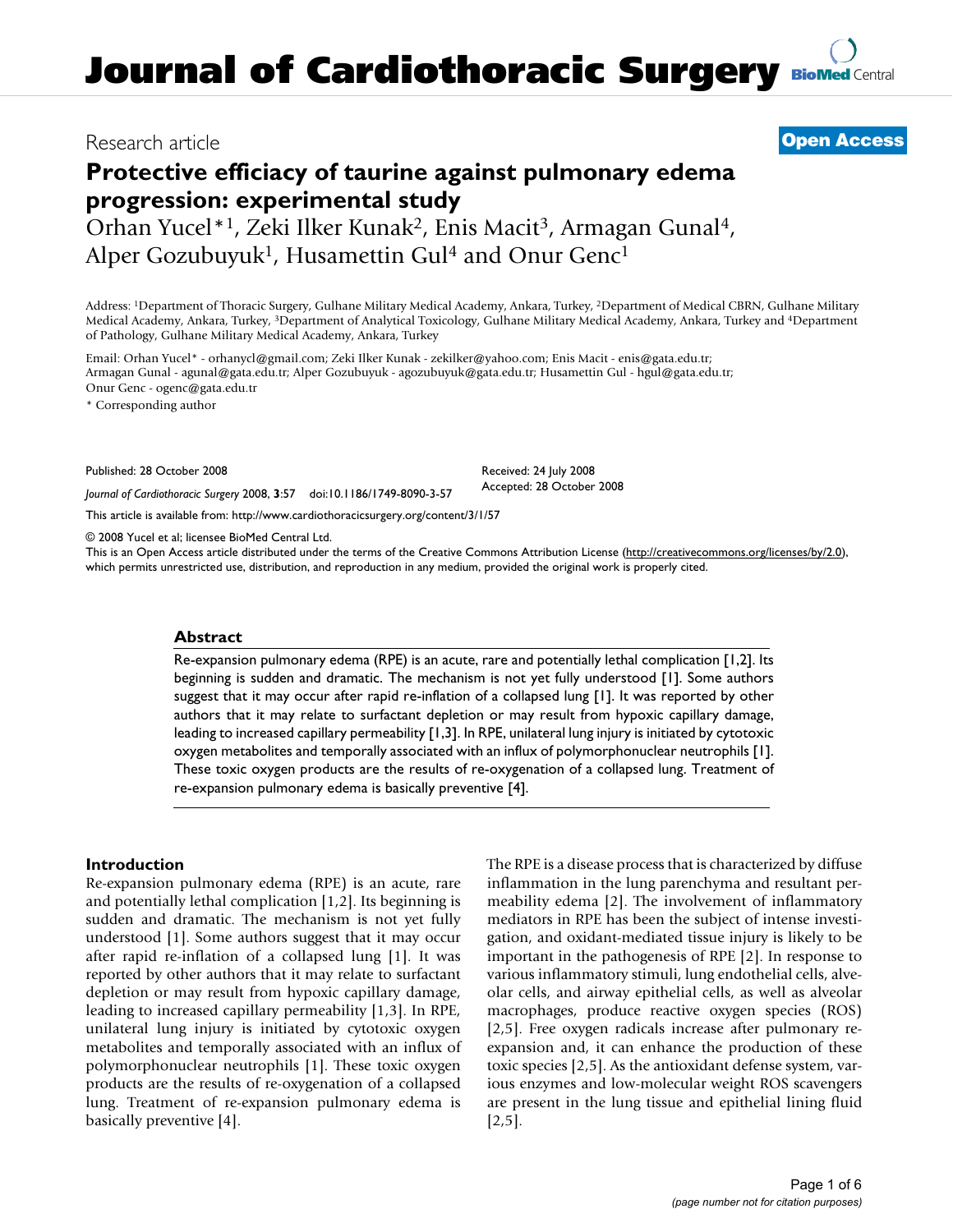# Journal of Cardiothoracic Surgery

Research article

**Open Access**

## Protective efficacy of taurine against pulmonary edema progression: experimental study

Orhan Yucel*[1], Zeki Ilker Kunak[2], Enis Macit[3], Armagan Gunal[4], Alper Gozubuyuk[1], Husamettin Gul[4] and Onur Genc[1]

Address: [1]Department of Thoracic Surgery, Gulhane Military Medical Academy, Ankara, Turkey, [2]Department of Medical CBRN, Gulhane Military Medical Academy, Ankara, Turkey, [3]Department of Analytical Toxicology, Gulhane Military Medical Academy, Ankara, Turkey and [4]Department of Pathology, Gulhane Military Medical Academy, Ankara, Turkey

Email: Orhan Yucel* - orhanycl@gmail.com; Zeki Ilker Kunak - zekilker@yahoo.com; Enis Macit - enis@gata.edu.tr; Armagan Gunal - agunal@gata.edu.tr; Alper Gozubuyuk - agozubuyuk@gata.edu.tr; Husamettin Gul - hgul@gata.edu.tr; Onur Genc - ogenc@gata.edu.tr

* Corresponding author

Published: 28 October 2008

*Journal of Cardiothoracic Surgery* 2008, **3**:57 doi:10.1186/1749-8090-3-57

Received: 24 July 2008
Accepted: 28 October 2008

This article is available from: http://www.cardiothoracicsurgery.org/content/3/1/57

© 2008 Yucel et al; licensee BioMed Central Ltd.
This is an Open Access article distributed under the terms of the Creative Commons Attribution License (http://creativecommons.org/licenses/by/2.0), which permits unrestricted use, distribution, and reproduction in any medium, provided the original work is properly cited.

### Abstract

Re-expansion pulmonary edema (RPE) is an acute, rare and potentially lethal complication [1,2]. Its beginning is sudden and dramatic. The mechanism is not yet fully understood [1]. Some authors suggest that it may occur after rapid re-inflation of a collapsed lung [1]. It was reported by other authors that it may relate to surfactant depletion or may result from hypoxic capillary damage, leading to increased capillary permeability [1,3]. In RPE, unilateral lung injury is initiated by cytotoxic oxygen metabolites and temporally associated with an influx of polymorphonuclear neutrophils [1]. These toxic oxygen products are the results of re-oxygenation of a collapsed lung. Treatment of re-expansion pulmonary edema is basically preventive [4].

### Introduction

Re-expansion pulmonary edema (RPE) is an acute, rare and potentially lethal complication [1,2]. Its beginning is sudden and dramatic. The mechanism is not yet fully understood [1]. Some authors suggest that it may occur after rapid re-inflation of a collapsed lung [1]. It was reported by other authors that it may relate to surfactant depletion or may result from hypoxic capillary damage, leading to increased capillary permeability [1,3]. In RPE, unilateral lung injury is initiated by cytotoxic oxygen metabolites and temporally associated with an influx of polymorphonuclear neutrophils [1]. These toxic oxygen products are the results of re-oxygenation of a collapsed lung. Treatment of re-expansion pulmonary edema is basically preventive [4].

The RPE is a disease process that is characterized by diffuse inflammation in the lung parenchyma and resultant permeability edema [2]. The involvement of inflammatory mediators in RPE has been the subject of intense investigation, and oxidant-mediated tissue injury is likely to be important in the pathogenesis of RPE [2]. In response to various inflammatory stimuli, lung endothelial cells, alveolar cells, and airway epithelial cells, as well as alveolar macrophages, produce reactive oxygen species (ROS) [2,5]. Free oxygen radicals increase after pulmonary re-expansion and, it can enhance the production of these toxic species [2,5]. As the antioxidant defense system, various enzymes and low-molecular weight ROS scavengers are present in the lung tissue and epithelial lining fluid [2,5].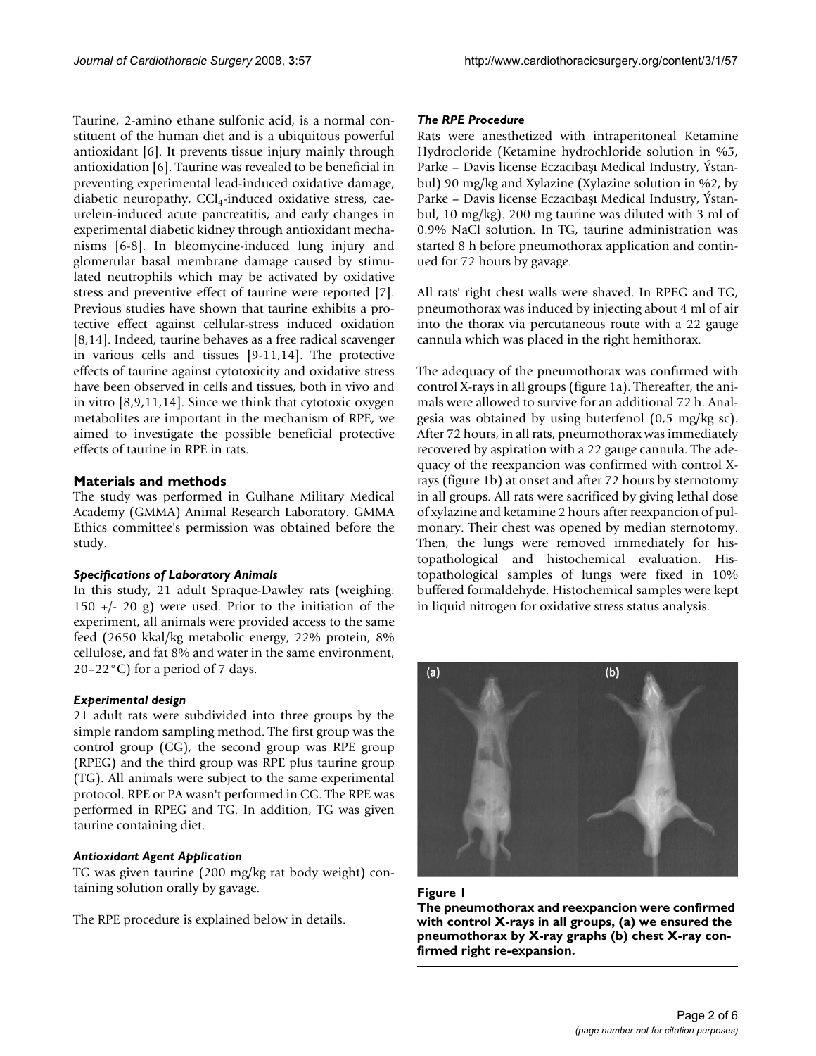Taurine, 2-amino ethane sulfonic acid, is a normal constituent of the human diet and is a ubiquitous powerful antioxidant [6]. It prevents tissue injury mainly through antioxidation [6]. Taurine was revealed to be beneficial in preventing experimental lead-induced oxidative damage, diabetic neuropathy, $CCl_4$-induced oxidative stress, caeurelein-induced acute pancreatitis, and early changes in experimental diabetic kidney through antioxidant mechanisms [6-8]. In bleomycine-induced lung injury and glomerular basal membrane damage caused by stimulated neutrophils which may be activated by oxidative stress and preventive effect of taurine were reported [7]. Previous studies have shown that taurine exhibits a protective effect against cellular-stress induced oxidation [8,14]. Indeed, taurine behaves as a free radical scavenger in various cells and tissues [9-11,14]. The protective effects of taurine against cytotoxicity and oxidative stress have been observed in cells and tissues, both in vivo and in vitro [8,9,11,14]. Since we think that cytotoxic oxygen metabolites are important in the mechanism of RPE, we aimed to investigate the possible beneficial protective effects of taurine in RPE in rats.

## Materials and methods

The study was performed in Gulhane Military Medical Academy (GMMA) Animal Research Laboratory. GMMA Ethics committee's permission was obtained before the study.

### *Specifications of Laboratory Animals*

In this study, 21 adult Spraque-Dawley rats (weighing: 150 +/- 20 g) were used. Prior to the initiation of the experiment, all animals were provided access to the same feed (2650 kkal/kg metabolic energy, 22% protein, 8% cellulose, and fat 8% and water in the same environment, 20–22°C) for a period of 7 days.

### *Experimental design*

21 adult rats were subdivided into three groups by the simple random sampling method. The first group was the control group (CG), the second group was RPE group (RPEG) and the third group was RPE plus taurine group (TG). All animals were subject to the same experimental protocol. RPE or PA wasn't performed in CG. The RPE was performed in RPEG and TG. In addition, TG was given taurine containing diet.

### *Antioxidant Agent Application*

TG was given taurine (200 mg/kg rat body weight) containing solution orally by gavage.

The RPE procedure is explained below in details.

### *The RPE Procedure*

Rats were anesthetized with intraperitoneal Ketamine Hydrocloride (Ketamine hydrochloride solution in %5, Parke – Davis license Eczacıbaşı Medical Industry, Ýstanbul) 90 mg/kg and Xylazine (Xylazine solution in %2, by Parke – Davis license Eczacıbaşı Medical Industry, Ýstanbul, 10 mg/kg). 200 mg taurine was diluted with 3 ml of 0.9% NaCl solution. In TG, taurine administration was started 8 h before pneumothorax application and continued for 72 hours by gavage.

All rats' right chest walls were shaved. In RPEG and TG, pneumothorax was induced by injecting about 4 ml of air into the thorax via percutaneous route with a 22 gauge cannula which was placed in the right hemithorax.

The adequacy of the pneumothorax was confirmed with control X-rays in all groups (figure 1a). Thereafter, the animals were allowed to survive for an additional 72 h. Analgesia was obtained by using buterfenol (0,5 mg/kg sc). After 72 hours, in all rats, pneumothorax was immediately recovered by aspiration with a 22 gauge cannula. The adequacy of the reexpancion was confirmed with control X-rays (figure 1b) at onset and after 72 hours by sternotomy in all groups. All rats were sacrificed by giving lethal dose of xylazine and ketamine 2 hours after reexpancion of pulmonary. Their chest was opened by median sternotomy. Then, the lungs were removed immediately for histopathological and histochemical evaluation. Histopathological samples of lungs were fixed in 10% buffered formaldehyde. Histochemical samples were kept in liquid nitrogen for oxidative stress status analysis.

**Figure 1**

**The pneumothorax and reexpancion were confirmed with control X-rays in all groups, (a) we ensured the pneumothorax by X-ray graphs (b) chest X-ray confirmed right re-expansion.**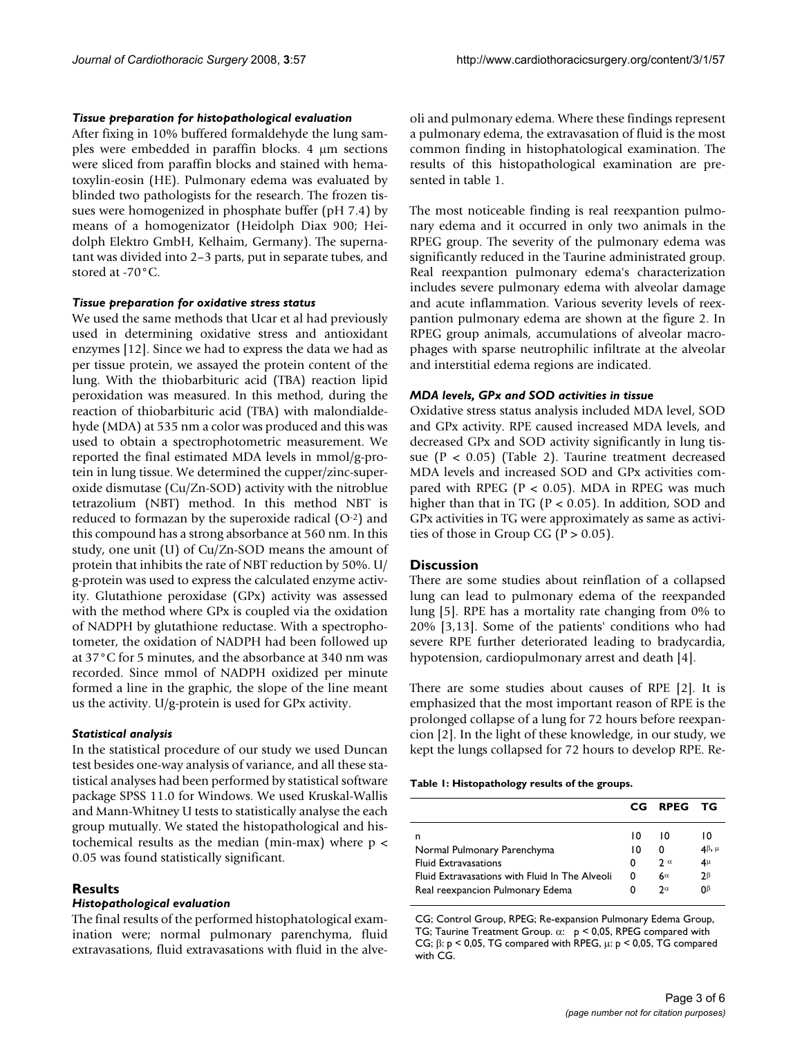#### *Tissue preparation for histopathological evaluation*

After fixing in 10% buffered formaldehyde the lung samples were embedded in paraffin blocks. 4 μm sections were sliced from paraffin blocks and stained with hematoxylin-eosin (HE). Pulmonary edema was evaluated by blinded two pathologists for the research. The frozen tissues were homogenized in phosphate buffer (pH 7.4) by means of a homogenizator (Heidolph Diax 900; Heidolph Elektro GmbH, Kelhaim, Germany). The supernatant was divided into 2–3 parts, put in separate tubes, and stored at -70°C.

#### *Tissue preparation for oxidative stress status*

We used the same methods that Ucar et al had previously used in determining oxidative stress and antioxidant enzymes [12]. Since we had to express the data we had as per tissue protein, we assayed the protein content of the lung. With the thiobarbituric acid (TBA) reaction lipid peroxidation was measured. In this method, during the reaction of thiobarbituric acid (TBA) with malondialdehyde (MDA) at 535 nm a color was produced and this was used to obtain a spectrophotometric measurement. We reported the final estimated MDA levels in mmol/g-protein in lung tissue. We determined the cupper/zinc-superoxide dismutase (Cu/Zn-SOD) activity with the nitroblue tetrazolium (NBT) method. In this method NBT is reduced to formazan by the superoxide radical ($O^{-2}$) and this compound has a strong absorbance at 560 nm. In this study, one unit (U) of Cu/Zn-SOD means the amount of protein that inhibits the rate of NBT reduction by 50%. U/g-protein was used to express the calculated enzyme activity. Glutathione peroxidase (GPx) activity was assessed with the method where GPx is coupled via the oxidation of NADPH by glutathione reductase. With a spectrophotometer, the oxidation of NADPH had been followed up at 37°C for 5 minutes, and the absorbance at 340 nm was recorded. Since mmol of NADPH oxidized per minute formed a line in the graphic, the slope of the line meant us the activity. U/g-protein is used for GPx activity.

#### *Statistical analysis*

In the statistical procedure of our study we used Duncan test besides one-way analysis of variance, and all these statistical analyses had been performed by statistical software package SPSS 11.0 for Windows. We used Kruskal-Wallis and Mann-Whitney U tests to statistically analyse the each group mutually. We stated the histopathological and histochemical results as the median (min-max) where $p < 0.05$ was found statistically significant.

## Results

#### *Histopathological evaluation*

The final results of the performed histophatological examination were; normal pulmonary parenchyma, fluid extravasations, fluid extravasations with fluid in the alveoli and pulmonary edema. Where these findings represent a pulmonary edema, the extravasation of fluid is the most common finding in histophatological examination. The results of this histopathological examination are presented in table 1.

The most noticeable finding is real reexpantion pulmonary edema and it occurred in only two animals in the RPEG group. The severity of the pulmonary edema was significantly reduced in the Taurine administrated group. Real reexpantion pulmonary edema's characterization includes severe pulmonary edema with alveolar damage and acute inflammation. Various severity levels of reexpantion pulmonary edema are shown at the figure 2. In RPEG group animals, accumulations of alveolar macrophages with sparse neutrophilic infiltrate at the alveolar and interstitial edema regions are indicated.

#### *MDA levels, GPx and SOD activities in tissue*

Oxidative stress status analysis included MDA level, SOD and GPx activity. RPE caused increased MDA levels, and decreased GPx and SOD activity significantly in lung tissue ($P < 0.05$) (Table 2). Taurine treatment decreased MDA levels and increased SOD and GPx activities compared with RPEG ($P < 0.05$). MDA in RPEG was much higher than that in TG ($P < 0.05$). In addition, SOD and GPx activities in TG were approximately as same as activities of those in Group CG ($P > 0.05$).

## Discussion

There are some studies about reinflation of a collapsed lung can lead to pulmonary edema of the reexpanded lung [5]. RPE has a mortality rate changing from 0% to 20% [3,13]. Some of the patients' conditions who had severe RPE further deteriorated leading to bradycardia, hypotension, cardiopulmonary arrest and death [4].

There are some studies about causes of RPE [2]. It is emphasized that the most important reason of RPE is the prolonged collapse of a lung for 72 hours before reexpancion [2]. In the light of these knowledge, in our study, we kept the lungs collapsed for 72 hours to develop RPE. Re-

**Table 1: Histopathology results of the groups.**

| | CG | RPEG | TG |
|---|---|---|---|
| n | 10 | 10 | 10 |
| Normal Pulmonary Parenchyma | 10 | 0 | $4^{\beta, \mu}$ |
| Fluid Extravasations | 0 | $2^{\alpha}$ | $4^{\mu}$ |
| Fluid Extravasations with Fluid In The Alveoli | 0 | $6^{\alpha}$ | $2^{\beta}$ |
| Real reexpancion Pulmonary Edema | 0 | $2^{\alpha}$ | $0^{\beta}$ |

CG; Control Group, RPEG; Re-expansion Pulmonary Edema Group, TG; Taurine Treatment Group. $\alpha$: $p < 0,05$, RPEG compared with CG; $\beta$: $p < 0,05$, TG compared with RPEG, $\mu$: $p < 0,05$, TG compared with CG.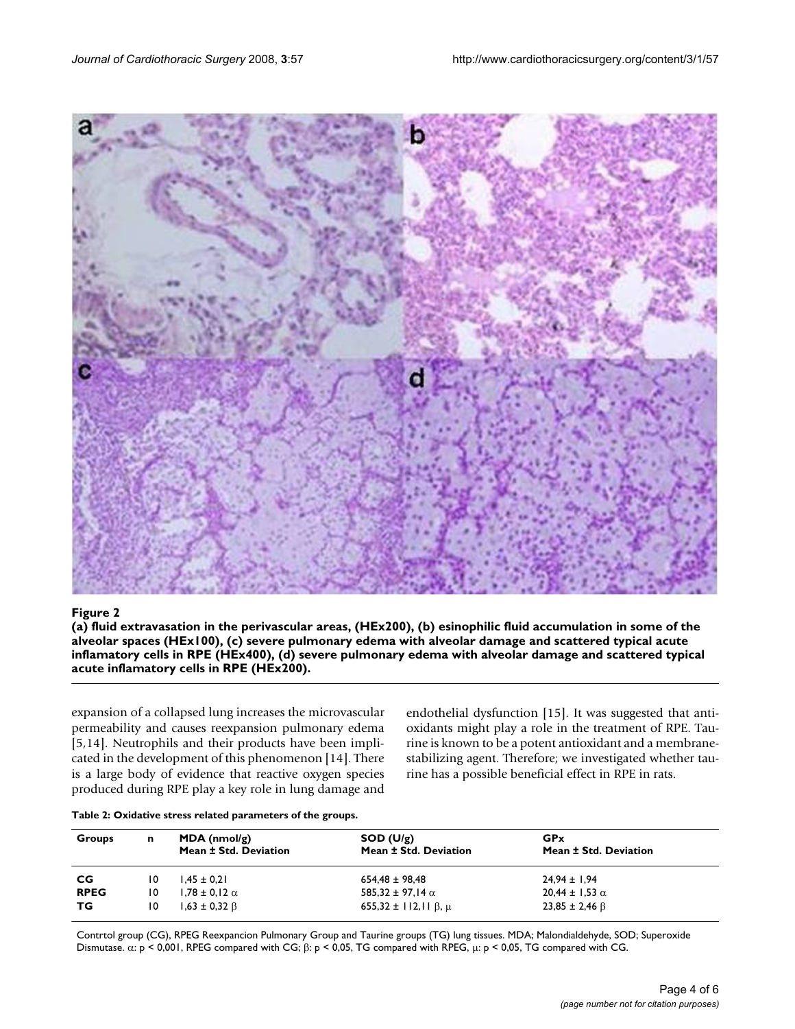**Figure 2**

**(a) fluid extravasation in the perivascular areas, (HEx200), (b) esinophilic fluid accumulation in some of the alveolar spaces (HEx100), (c) severe pulmonary edema with alveolar damage and scattered typical acute inflamatory cells in RPE (HEx400), (d) severe pulmonary edema with alveolar damage and scattered typical acute inflamatory cells in RPE (HEx200).**

expansion of a collapsed lung increases the microvascular permeability and causes reexpansion pulmonary edema [5,14]. Neutrophils and their products have been implicated in the development of this phenomenon [14]. There is a large body of evidence that reactive oxygen species produced during RPE play a key role in lung damage and endothelial dysfunction [15]. It was suggested that antioxidants might play a role in the treatment of RPE. Taurine is known to be a potent antioxidant and a membrane-stabilizing agent. Therefore; we investigated whether taurine has a possible beneficial effect in RPE in rats.

**Table 2: Oxidative stress related parameters of the groups.**

| Groups | n | MDA (nmol/g) Mean ± Std. Deviation | SOD (U/g) Mean ± Std. Deviation | GPx Mean ± Std. Deviation |
|---|---|---|---|---|
| **CG** | 10 | 1,45 ± 0,21 | 654,48 ± 98,48 | 24,94 ± 1,94 |
| **RPEG** | 10 | 1,78 ± 0,12 $\alpha$ | 585,32 ± 97,14 $\alpha$ | 20,44 ± 1,53 $\alpha$ |
| **TG** | 10 | 1,63 ± 0,32 $\beta$ | 655,32 ± 112,11 $\beta$, $\mu$ | 23,85 ± 2,46 $\beta$ |

Contrtol group (CG), RPEG Reexpancion Pulmonary Group and Taurine groups (TG) lung tissues. MDA; Malondialdehyde, SOD; Superoxide Dismutase. $\alpha$: p < 0,001, RPEG compared with CG; $\beta$: p < 0,05, TG compared with RPEG, $\mu$: p < 0,05, TG compared with CG.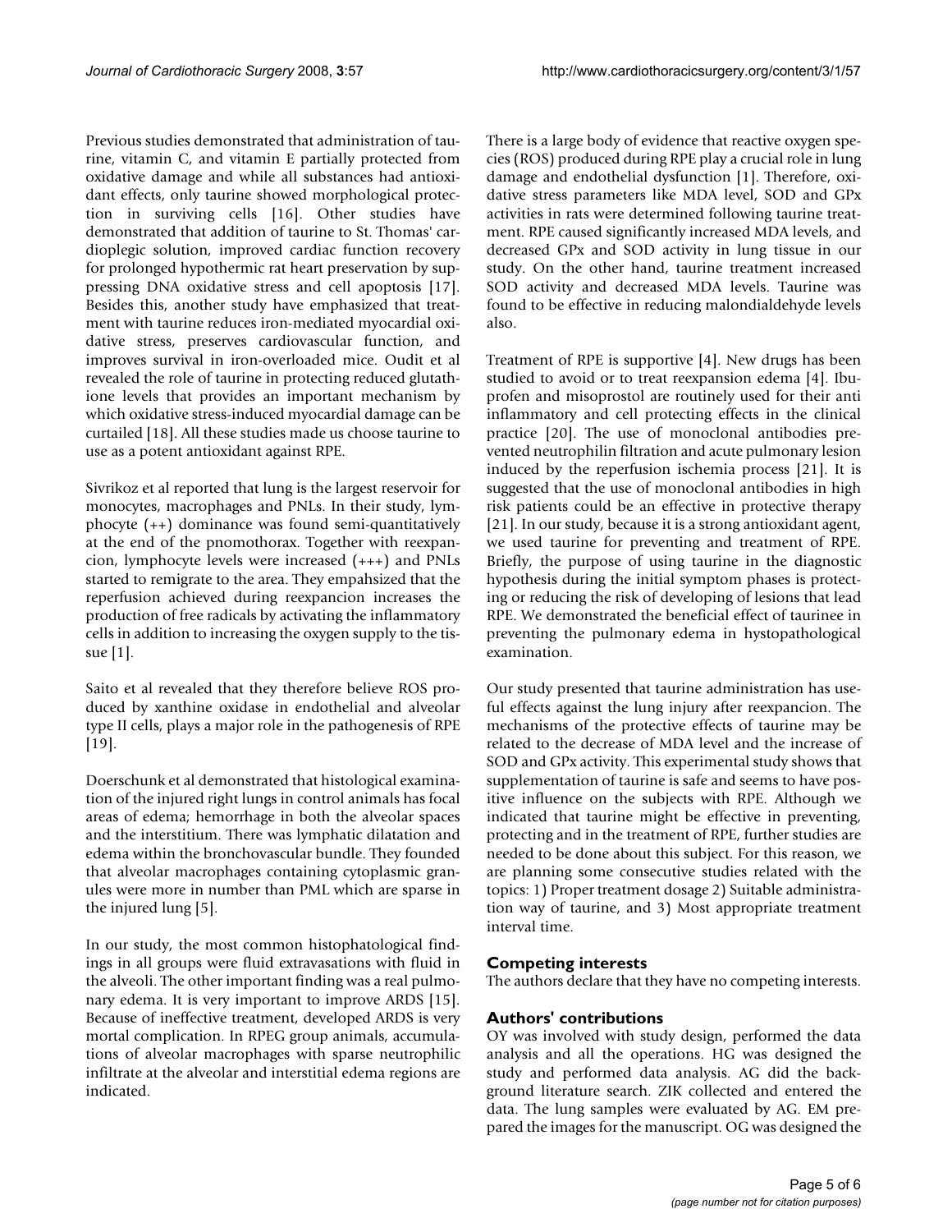Previous studies demonstrated that administration of taurine, vitamin C, and vitamin E partially protected from oxidative damage and while all substances had antioxidant effects, only taurine showed morphological protection in surviving cells [16]. Other studies have demonstrated that addition of taurine to St. Thomas' cardioplegic solution, improved cardiac function recovery for prolonged hypothermic rat heart preservation by suppressing DNA oxidative stress and cell apoptosis [17]. Besides this, another study have emphasized that treatment with taurine reduces iron-mediated myocardial oxidative stress, preserves cardiovascular function, and improves survival in iron-overloaded mice. Oudit et al revealed the role of taurine in protecting reduced glutathione levels that provides an important mechanism by which oxidative stress-induced myocardial damage can be curtailed [18]. All these studies made us choose taurine to use as a potent antioxidant against RPE.

Sivrikoz et al reported that lung is the largest reservoir for monocytes, macrophages and PNLs. In their study, lymphocyte (++) dominance was found semi-quantitatively at the end of the pnomothorax. Together with reexpancion, lymphocyte levels were increased (+++) and PNLs started to remigrate to the area. They empahsized that the reperfusion achieved during reexpancion increases the production of free radicals by activating the inflammatory cells in addition to increasing the oxygen supply to the tissue [1].

Saito et al revealed that they therefore believe ROS produced by xanthine oxidase in endothelial and alveolar type II cells, plays a major role in the pathogenesis of RPE [19].

Doerschunk et al demonstrated that histological examination of the injured right lungs in control animals has focal areas of edema; hemorrhage in both the alveolar spaces and the interstitium. There was lymphatic dilatation and edema within the bronchovascular bundle. They founded that alveolar macrophages containing cytoplasmic granules were more in number than PML which are sparse in the injured lung [5].

In our study, the most common histophatological findings in all groups were fluid extravasations with fluid in the alveoli. The other important finding was a real pulmonary edema. It is very important to improve ARDS [15]. Because of ineffective treatment, developed ARDS is very mortal complication. In RPEG group animals, accumulations of alveolar macrophages with sparse neutrophilic infiltrate at the alveolar and interstitial edema regions are indicated.

There is a large body of evidence that reactive oxygen species (ROS) produced during RPE play a crucial role in lung damage and endothelial dysfunction [1]. Therefore, oxidative stress parameters like MDA level, SOD and GPx activities in rats were determined following taurine treatment. RPE caused significantly increased MDA levels, and decreased GPx and SOD activity in lung tissue in our study. On the other hand, taurine treatment increased SOD activity and decreased MDA levels. Taurine was found to be effective in reducing malondialdehyde levels also.

Treatment of RPE is supportive [4]. New drugs has been studied to avoid or to treat reexpansion edema [4]. Ibuprofen and misoprostol are routinely used for their anti inflammatory and cell protecting effects in the clinical practice [20]. The use of monoclonal antibodies prevented neutrophilin filtration and acute pulmonary lesion induced by the reperfusion ischemia process [21]. It is suggested that the use of monoclonal antibodies in high risk patients could be an effective in protective therapy [21]. In our study, because it is a strong antioxidant agent, we used taurine for preventing and treatment of RPE. Briefly, the purpose of using taurine in the diagnostic hypothesis during the initial symptom phases is protecting or reducing the risk of developing of lesions that lead RPE. We demonstrated the beneficial effect of taurinee in preventing the pulmonary edema in hystopathological examination.

Our study presented that taurine administration has useful effects against the lung injury after reexpancion. The mechanisms of the protective effects of taurine may be related to the decrease of MDA level and the increase of SOD and GPx activity. This experimental study shows that supplementation of taurine is safe and seems to have positive influence on the subjects with RPE. Although we indicated that taurine might be effective in preventing, protecting and in the treatment of RPE, further studies are needed to be done about this subject. For this reason, we are planning some consecutive studies related with the topics: 1) Proper treatment dosage 2) Suitable administration way of taurine, and 3) Most appropriate treatment interval time.

## Competing interests

The authors declare that they have no competing interests.

## Authors' contributions

OY was involved with study design, performed the data analysis and all the operations. HG was designed the study and performed data analysis. AG did the background literature search. ZIK collected and entered the data. The lung samples were evaluated by AG. EM prepared the images for the manuscript. OG was designed the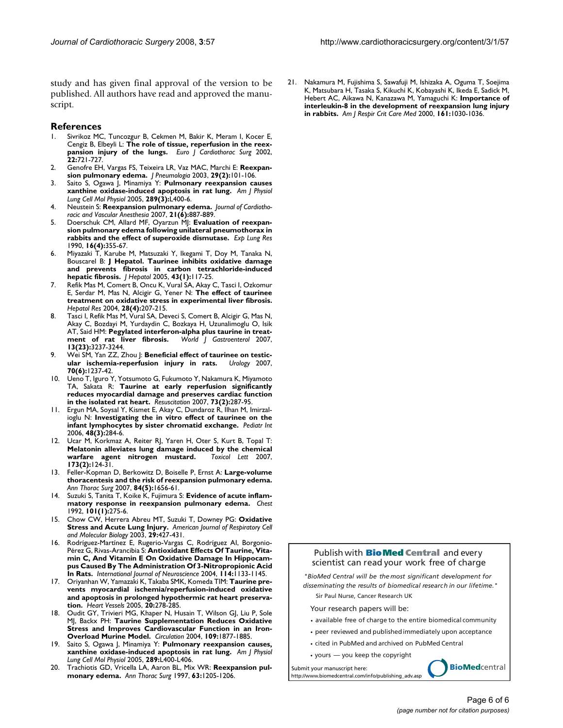study and has given final approval of the version to be published. All authors have read and approved the manuscript.

## References

1. Sivrikoz MC, Tuncozgur B, Cekmen M, Bakir K, Meram I, Kocer E, Cengiz B, Elbeyli L: **The role of tissue, reperfusion in the reexpansion injury of the lungs.** *Euro J Cardiothorac Surg* 2002, **22:**721-727.
2. Genofre EH, Vargas FS, Teixeira LR, Vaz MAC, Marchi E: **Reexpansion pulmonary edema.** *J Pneumologia* 2003, **29(2):**101-106.
3. Saito S, Ogawa J, Minamiya Y: **Pulmonary reexpansion causes xanthine oxidase-induced apoptosis in rat lung.** *Am J Physiol Lung Cell Mol Physiol* 2005, **289(3):**L400-6.
4. Neustein S: **Reexpansion pulmonary edema.** *Journal of Cardiothoracic and Vascular Anesthesia* 2007, **21(6):**887-889.
5. Doerschuk CM, Allard MF, Oyarzun MJ: **Evaluation of reexpansion pulmonary edema following unilateral pneumothorax in rabbits and the effect of superoxide dismutase.** *Exp Lung Res* 1990, **16(4):**355-67.
6. Miyazaki T, Karube M, Matsuzaki Y, Ikegami T, Doy M, Tanaka N, Bouscarel B: **J Hepatol. Taurinee inhibits oxidative damage and prevents fibrosis in carbon tetrachloride-induced hepatic fibrosis.** *J Hepatol* 2005, **43(1):**117-25.
7. Refik Mas M, Comert B, Oncu K, Vural SA, Akay C, Tasci I, Ozkomur E, Serdar M, Mas N, Alcigir G, Yener N: **The effect of taurinee treatment on oxidative stress in experimental liver fibrosis.** *Hepatol Res* 2004, **28(4):**207-215.
8. Tasci I, Refik Mas M, Vural SA, Deveci S, Comert B, Alcigir G, Mas N, Akay C, Bozdayi M, Yurdaydin C, Bozkaya H, Uzunalimoglu O, Isik AT, Said HM: **Pegylated interferon-alpha plus taurine in treatment of rat liver fibrosis.** *World J Gastroenterol* 2007, **13(23):**3237-3244.
9. Wei SM, Yan ZZ, Zhou J: **Beneficial effect of taurinee on testicular ischemia-reperfusion injury in rats.** *Urology* 2007, **70(6):**1237-42.
10. Ueno T, Iguro Y, Yotsumoto G, Fukumoto Y, Nakamura K, Miyamoto TA, Sakata R: **Taurine at early reperfusion significantly reduces myocardial damage and preserves cardiac function in the isolated rat heart.** *Resuscitation* 2007, **73(2):**287-95.
11. Ergun MA, Soysal Y, Kismet E, Akay C, Dundaroz R, Ilhan M, Imirzalioglu N: **Investigating the in vitro effect of taurinee on the infant lymphocytes by sister chromatid exchange.** *Pediatr Int* 2006, **48(3):**284-6.
12. Ucar M, Korkmaz A, Reiter RJ, Yaren H, Oter S, Kurt B, Topal T: **Melatonin alleviates lung damage induced by the chemical warfare agent nitrogen mustard.** *Toxicol Lett* 2007, **173(2):**124-31.
13. Feller-Kopman D, Berkowitz D, Boiselle P, Ernst A: **Large-volume thoracentesis and the risk of reexpansion pulmonary edema.** *Ann Thorac Surg* 2007, **84(5):**1656-61.
14. Suzuki S, Tanita T, Koike K, Fujimura S: **Evidence of acute inflammatory response in reexpansion pulmonary edema.** *Chest* 1992, **101(1):**275-6.
15. Chow CW, Herrera Abreu MT, Suzuki T, Downey PG: **Oxidative Stress and Acute Lung Injury.** *American Journal of Respiratory Cell and Molecular Biology* 2003, **29:**427-431.
16. Rodríguez-Martínez E, Rugerio-Vargas C, Rodríguez AI, Borgonio-Pérez G, Rivas-Arancibia S: **Antioxidant Effects Of Taurine, Vitamin C, And Vitamin E On Oxidative Damage In Hippocampus Caused By The Administration Of 3-Nitropropionic Acid In Rats.** *International Journal of Neuroscience* 2004, **114:**1133-1145.
17. Oriyanhan W, Yamazaki K, Takaba SMK, Komeda TIM: **Taurine prevents myocardial ischemia/reperfusion-induced oxidative and apoptosis in prolonged hypothermic rat heart preservation.** *Heart Vessels* 2005, **20:**278-285.
18. Oudit GY, Trivieri MG, Khaper N, Husain T, Wilson GJ, Liu P, Sole MJ, Backx PH: **Taurine Supplementation Reduces Oxidative Stress and Improves Cardiovascular Function in an Iron-Overload Murine Model.** *Circulation* 2004, **109:**1877-1885.
19. Saito S, Ogawa J, Minamiya Y: **Pulmonary reexpansion causes, xanthine oxidase-induced apoptosis in rat lung.** *Am J Physiol Lung Cell Mol Physiol* 2005, **289:**L400-L406.
20. Trachiotis GD, Vricella LA, Aaron BL, Mix WR: **Reexpansion pulmonary edema.** *Ann Thorac Surg* 1997, **63:**1205-1206.
21. Nakamura M, Fujishima S, Sawafuji M, Ishizaka A, Oguma T, Soejima K, Matsubara H, Tasaka S, Kikuchi K, Kobayashi K, Ikeda E, Sadick M, Hebert AC, Aikawa N, Kanazawa M, Yamaguchi K: **Importance of interleukin-8 in the development of reexpansion lung injury in rabbits.** *Am J Respir Crit Care Med* 2000, **161:**1030-1036.

Publish with **BioMed Central** and every scientist can read your work free of charge

*"BioMed Central will be the most significant development for disseminating the results of biomedical research in our lifetime."*
Sir Paul Nurse, Cancer Research UK

Your research papers will be:

- available free of charge to the entire biomedical community
- peer reviewed and published immediately upon acceptance
- cited in PubMed and archived on PubMed Central
- yours — you keep the copyright

Submit your manuscript here:
http://www.biomedcentral.com/info/publishing_adv.asp

BioMedcentral